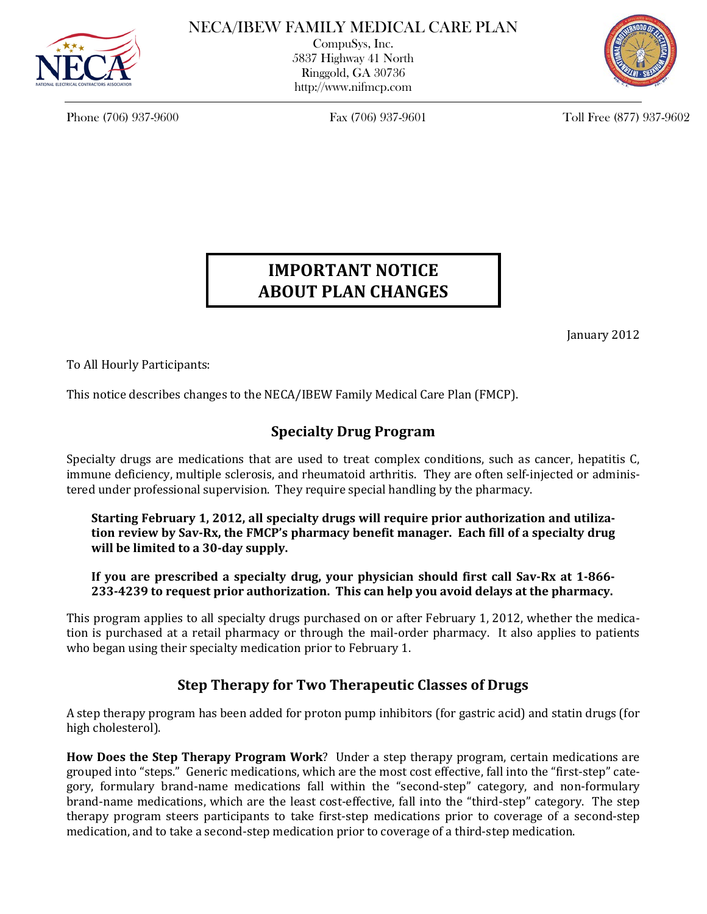NECA/IBEW FAMILY MEDICAL CARE PLAN

CompuSys, Inc.
5837 Highway 41 North
Ringgold, GA 30736
http://www.nifmcp.com

Phone (706) 937-9600 Fax (706) 937-9601 Toll Free (877) 937-9602

# IMPORTANT NOTICE ABOUT PLAN CHANGES

January 2012

To All Hourly Participants:

This notice describes changes to the NECA/IBEW Family Medical Care Plan (FMCP).

## Specialty Drug Program

Specialty drugs are medications that are used to treat complex conditions, such as cancer, hepatitis C, immune deficiency, multiple sclerosis, and rheumatoid arthritis. They are often self-injected or administered under professional supervision. They require special handling by the pharmacy.

**Starting February 1, 2012, all specialty drugs will require prior authorization and utilization review by Sav-Rx, the FMCP's pharmacy benefit manager. Each fill of a specialty drug will be limited to a 30-day supply.**

**If you are prescribed a specialty drug, your physician should first call Sav-Rx at 1-866-233-4239 to request prior authorization. This can help you avoid delays at the pharmacy.**

This program applies to all specialty drugs purchased on or after February 1, 2012, whether the medication is purchased at a retail pharmacy or through the mail-order pharmacy. It also applies to patients who began using their specialty medication prior to February 1.

## Step Therapy for Two Therapeutic Classes of Drugs

A step therapy program has been added for proton pump inhibitors (for gastric acid) and statin drugs (for high cholesterol).

**How Does the Step Therapy Program Work**? Under a step therapy program, certain medications are grouped into "steps." Generic medications, which are the most cost effective, fall into the "first-step" category, formulary brand-name medications fall within the "second-step" category, and non-formulary brand-name medications, which are the least cost-effective, fall into the "third-step" category. The step therapy program steers participants to take first-step medications prior to coverage of a second-step medication, and to take a second-step medication prior to coverage of a third-step medication.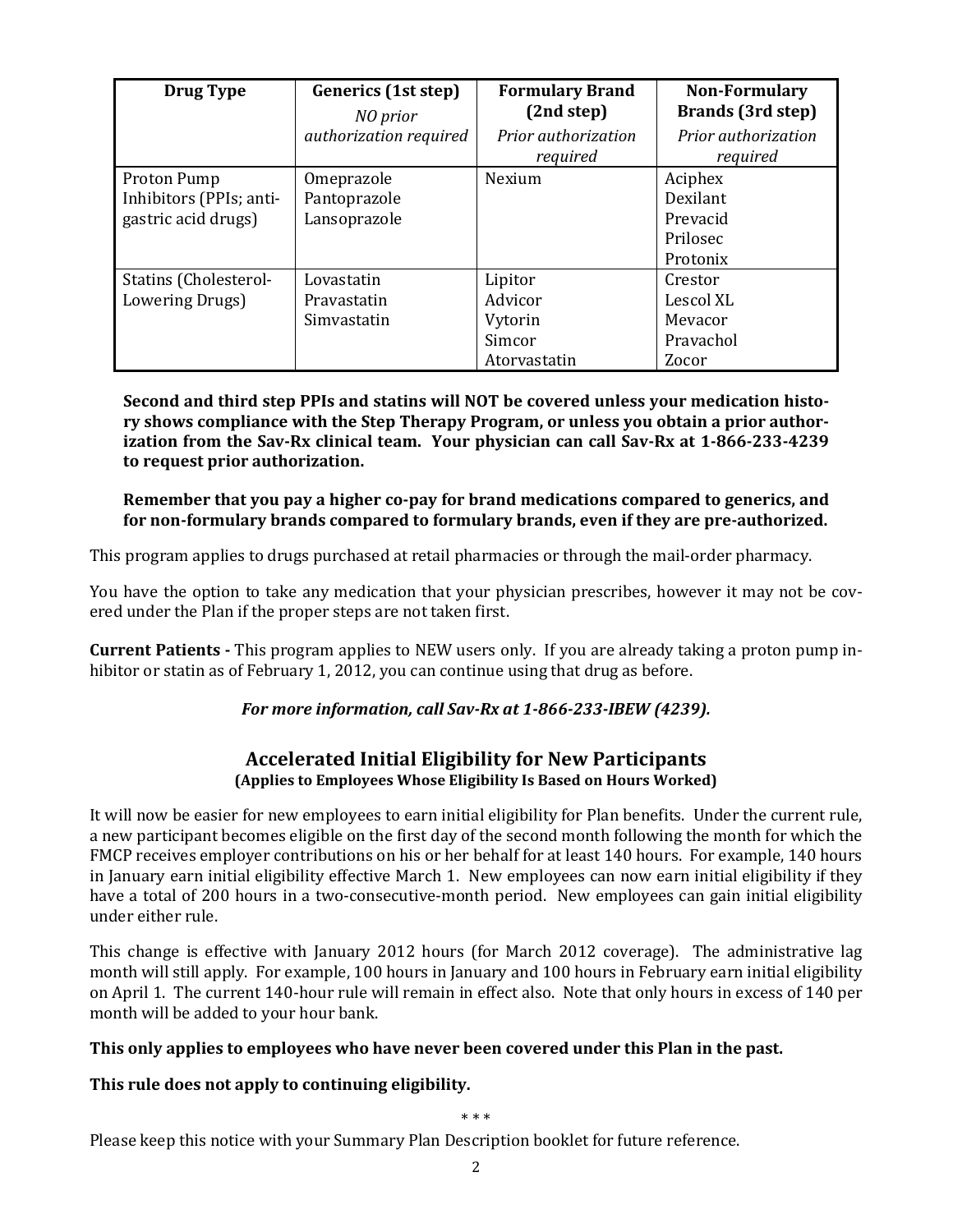| Drug Type | Generics (1st step) *NO prior authorization required* | Formulary Brand (2nd step) *Prior authorization required* | Non-Formulary Brands (3rd step) *Prior authorization required* |
|---|---|---|---|
| Proton Pump Inhibitors (PPIs; anti-gastric acid drugs) | Omeprazole<br>Pantoprazole<br>Lansoprazole | Nexium | Aciphex<br>Dexilant<br>Prevacid<br>Prilosec<br>Protonix |
| Statins (Cholesterol-Lowering Drugs) | Lovastatin<br>Pravastatin<br>Simvastatin | Lipitor<br>Advicor<br>Vytorin<br>Simcor<br>Atorvastatin | Crestor<br>Lescol XL<br>Mevacor<br>Pravachol<br>Zocor |

**Second and third step PPIs and statins will NOT be covered unless your medication history shows compliance with the Step Therapy Program, or unless you obtain a prior authorization from the Sav-Rx clinical team. Your physician can call Sav-Rx at 1-866-233-4239 to request prior authorization.**

**Remember that you pay a higher co-pay for brand medications compared to generics, and for non-formulary brands compared to formulary brands, even if they are pre-authorized.**

This program applies to drugs purchased at retail pharmacies or through the mail-order pharmacy.

You have the option to take any medication that your physician prescribes, however it may not be covered under the Plan if the proper steps are not taken first.

**Current Patients -** This program applies to NEW users only. If you are already taking a proton pump inhibitor or statin as of February 1, 2012, you can continue using that drug as before.

***For more information, call Sav-Rx at 1-866-233-IBEW (4239).***

## Accelerated Initial Eligibility for New Participants
**(Applies to Employees Whose Eligibility Is Based on Hours Worked)**

It will now be easier for new employees to earn initial eligibility for Plan benefits. Under the current rule, a new participant becomes eligible on the first day of the second month following the month for which the FMCP receives employer contributions on his or her behalf for at least 140 hours. For example, 140 hours in January earn initial eligibility effective March 1. New employees can now earn initial eligibility if they have a total of 200 hours in a two-consecutive-month period. New employees can gain initial eligibility under either rule.

This change is effective with January 2012 hours (for March 2012 coverage). The administrative lag month will still apply. For example, 100 hours in January and 100 hours in February earn initial eligibility on April 1. The current 140-hour rule will remain in effect also. Note that only hours in excess of 140 per month will be added to your hour bank.

**This only applies to employees who have never been covered under this Plan in the past.**

**This rule does not apply to continuing eligibility.**

\* \* \*

Please keep this notice with your Summary Plan Description booklet for future reference.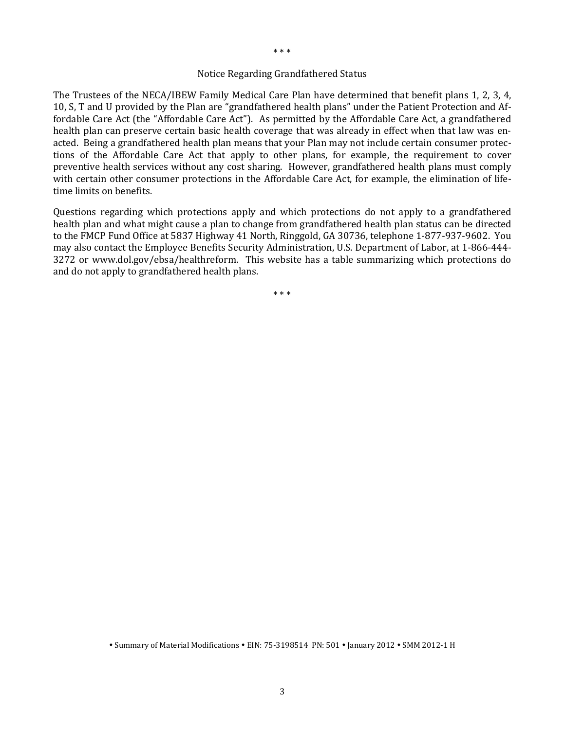\* \* \*

## Notice Regarding Grandfathered Status

The Trustees of the NECA/IBEW Family Medical Care Plan have determined that benefit plans 1, 2, 3, 4, 10, S, T and U provided by the Plan are "grandfathered health plans" under the Patient Protection and Affordable Care Act (the "Affordable Care Act"). As permitted by the Affordable Care Act, a grandfathered health plan can preserve certain basic health coverage that was already in effect when that law was enacted. Being a grandfathered health plan means that your Plan may not include certain consumer protections of the Affordable Care Act that apply to other plans, for example, the requirement to cover preventive health services without any cost sharing. However, grandfathered health plans must comply with certain other consumer protections in the Affordable Care Act, for example, the elimination of lifetime limits on benefits.

Questions regarding which protections apply and which protections do not apply to a grandfathered health plan and what might cause a plan to change from grandfathered health plan status can be directed to the FMCP Fund Office at 5837 Highway 41 North, Ringgold, GA 30736, telephone 1-877-937-9602. You may also contact the Employee Benefits Security Administration, U.S. Department of Labor, at 1-866-444-3272 or www.dol.gov/ebsa/healthreform. This website has a table summarizing which protections do and do not apply to grandfathered health plans.

\* \* \*